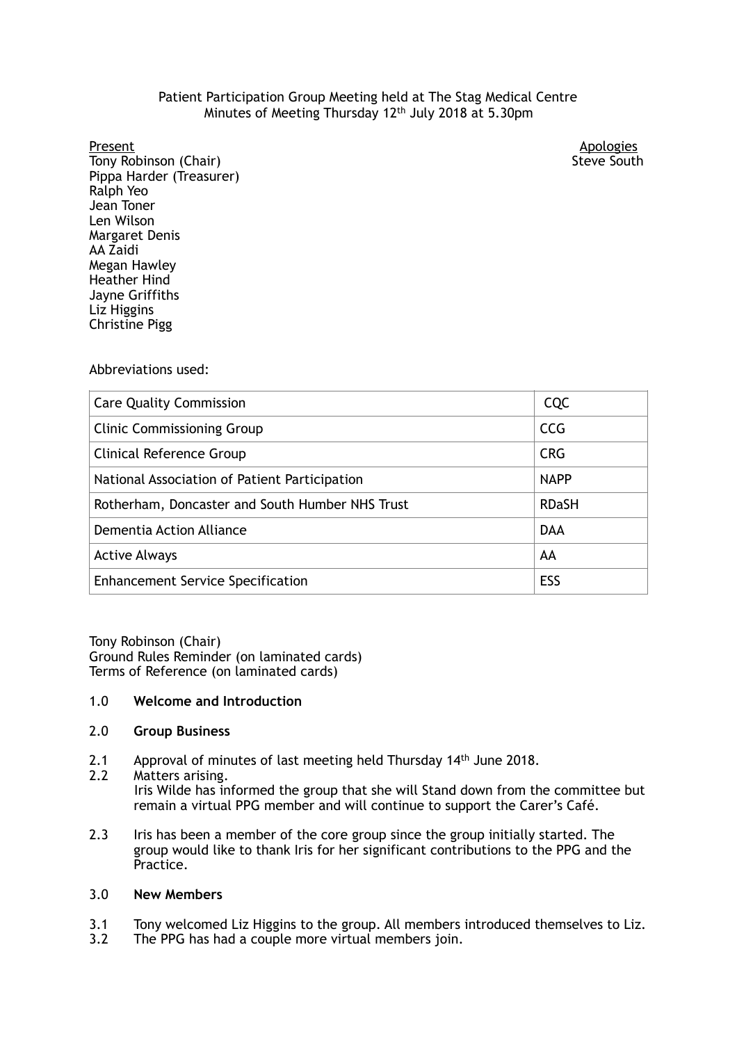Patient Participation Group Meeting held at The Stag Medical Centre
Minutes of Meeting Thursday 12th July 2018 at 5.30pm

Present
Tony Robinson (Chair)
Pippa Harder (Treasurer)
Ralph Yeo
Jean Toner
Len Wilson
Margaret Denis
AA Zaidi
Megan Hawley
Heather Hind
Jayne Griffiths
Liz Higgins
Christine Pigg

Apologies
Steve South

Abbreviations used:

| | |
|---|---|
| Care Quality Commission | CQC |
| Clinic Commissioning Group | CCG |
| Clinical Reference Group | CRG |
| National Association of Patient Participation | NAPP |
| Rotherham, Doncaster and South Humber NHS Trust | RDaSH |
| Dementia Action Alliance | DAA |
| Active Always | AA |
| Enhancement Service Specification | ESS |

Tony Robinson (Chair)
Ground Rules Reminder (on laminated cards)
Terms of Reference (on laminated cards)

1.0 **Welcome and Introduction**

2.0 **Group Business**

2.1 Approval of minutes of last meeting held Thursday 14th June 2018.

2.2 Matters arising.
Iris Wilde has informed the group that she will Stand down from the committee but remain a virtual PPG member and will continue to support the Carer's Café.

2.3 Iris has been a member of the core group since the group initially started. The group would like to thank Iris for her significant contributions to the PPG and the Practice.

3.0 **New Members**

3.1 Tony welcomed Liz Higgins to the group. All members introduced themselves to Liz.

3.2 The PPG has had a couple more virtual members join.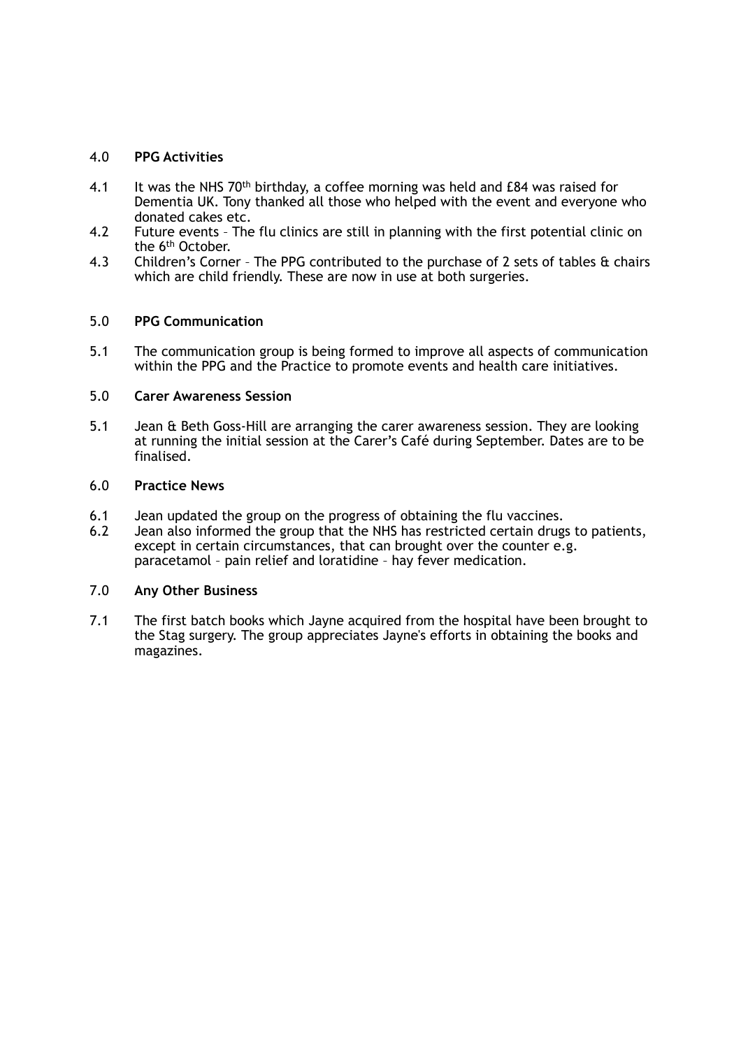## 4.0 **PPG Activities**

4.1 It was the NHS 70th birthday, a coffee morning was held and £84 was raised for Dementia UK. Tony thanked all those who helped with the event and everyone who donated cakes etc.

4.2 Future events – The flu clinics are still in planning with the first potential clinic on the 6th October.

4.3 Children's Corner – The PPG contributed to the purchase of 2 sets of tables & chairs which are child friendly. These are now in use at both surgeries.

## 5.0 **PPG Communication**

5.1 The communication group is being formed to improve all aspects of communication within the PPG and the Practice to promote events and health care initiatives.

## 5.0 **Carer Awareness Session**

5.1 Jean & Beth Goss-Hill are arranging the carer awareness session. They are looking at running the initial session at the Carer's Café during September. Dates are to be finalised.

## 6.0 **Practice News**

6.1 Jean updated the group on the progress of obtaining the flu vaccines.

6.2 Jean also informed the group that the NHS has restricted certain drugs to patients, except in certain circumstances, that can brought over the counter e.g. paracetamol – pain relief and loratidine – hay fever medication.

## 7.0 **Any Other Business**

7.1 The first batch books which Jayne acquired from the hospital have been brought to the Stag surgery. The group appreciates Jayne's efforts in obtaining the books and magazines.